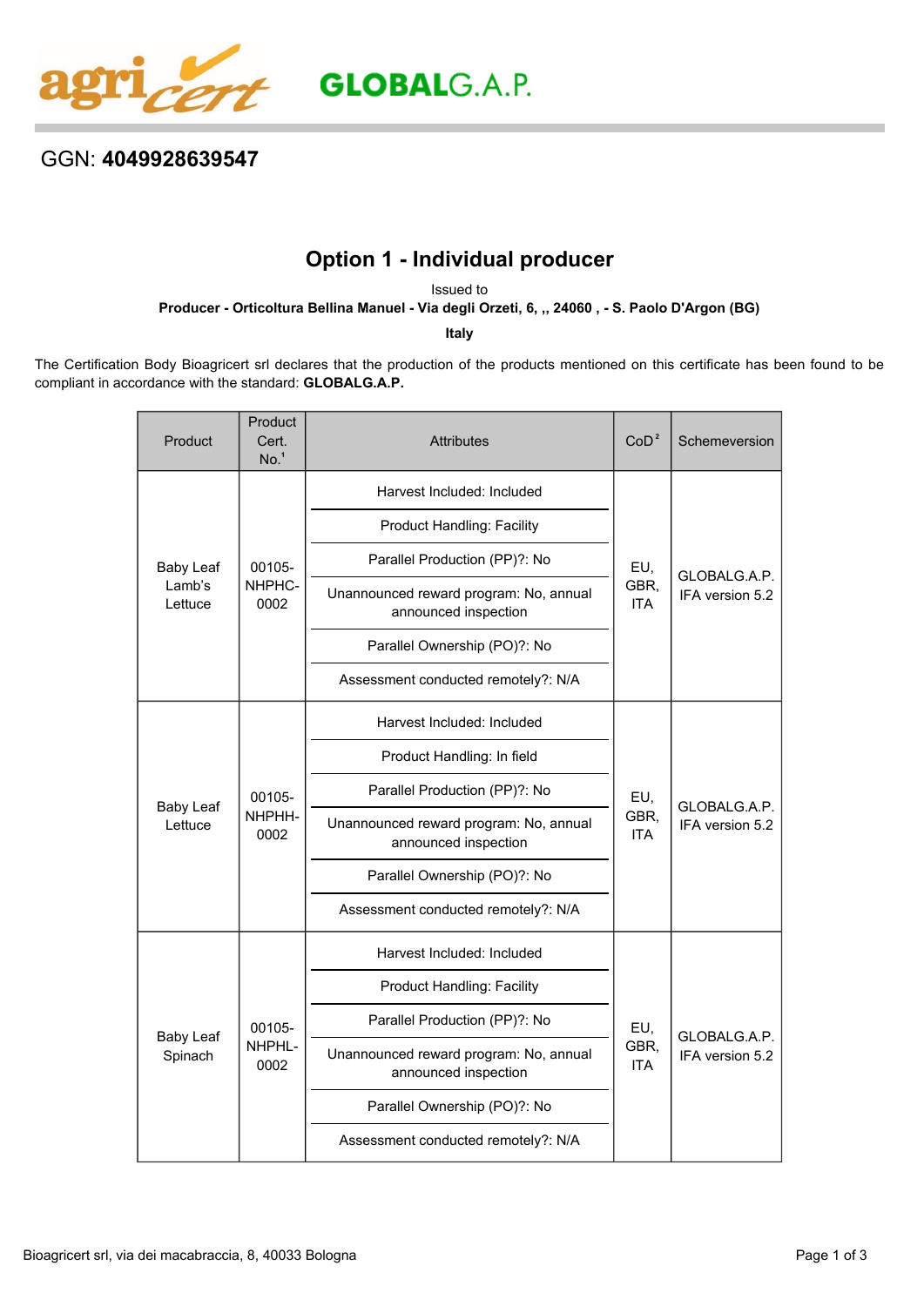GGN: **4049928639547**

# Option 1 - Individual producer

Issued to

**Producer - Orticoltura Bellina Manuel - Via degli Orzeti, 6, ,, 24060 , - S. Paolo D'Argon (BG)**

**Italy**

The Certification Body Bioagricert srl declares that the production of the products mentioned on this certificate has been found to be compliant in accordance with the standard: **GLOBALG.A.P.**

| Product | Product Cert. No.[1] | Attributes | CoD[2] | Schemeversion |
|---|---|---|---|---|
| Baby Leaf Lamb's Lettuce | 00105-NHPHC-0002 | Harvest Included: Included<br>Product Handling: Facility<br>Parallel Production (PP)?: No<br>Unannounced reward program: No, annual announced inspection<br>Parallel Ownership (PO)?: No<br>Assessment conducted remotely?: N/A | EU, GBR, ITA | GLOBALG.A.P. IFA version 5.2 |
| Baby Leaf Lettuce | 00105-NHPHH-0002 | Harvest Included: Included<br>Product Handling: In field<br>Parallel Production (PP)?: No<br>Unannounced reward program: No, annual announced inspection<br>Parallel Ownership (PO)?: No<br>Assessment conducted remotely?: N/A | EU, GBR, ITA | GLOBALG.A.P. IFA version 5.2 |
| Baby Leaf Spinach | 00105-NHPHL-0002 | Harvest Included: Included<br>Product Handling: Facility<br>Parallel Production (PP)?: No<br>Unannounced reward program: No, annual announced inspection<br>Parallel Ownership (PO)?: No<br>Assessment conducted remotely?: N/A | EU, GBR, ITA | GLOBALG.A.P. IFA version 5.2 |

Bioagricert srl, via dei macabraccia, 8, 40033 Bologna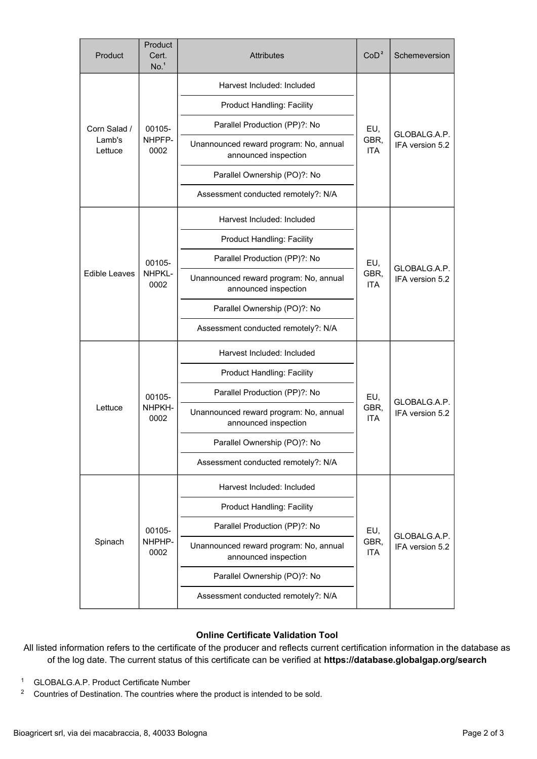| Product | Product Cert. No.[1] | Attributes | CoD[2] | Schemeversion |
|---|---|---|---|---|
| Corn Salad / Lamb's Lettuce | 00105-NHPFP-0002 | Harvest Included: Included<br>Product Handling: Facility<br>Parallel Production (PP)?: No<br>Unannounced reward program: No, annual announced inspection<br>Parallel Ownership (PO)?: No<br>Assessment conducted remotely?: N/A | EU, GBR, ITA | GLOBALG.A.P. IFA version 5.2 |
| Edible Leaves | 00105-NHPKL-0002 | Harvest Included: Included<br>Product Handling: Facility<br>Parallel Production (PP)?: No<br>Unannounced reward program: No, annual announced inspection<br>Parallel Ownership (PO)?: No<br>Assessment conducted remotely?: N/A | EU, GBR, ITA | GLOBALG.A.P. IFA version 5.2 |
| Lettuce | 00105-NHPKH-0002 | Harvest Included: Included<br>Product Handling: Facility<br>Parallel Production (PP)?: No<br>Unannounced reward program: No, annual announced inspection<br>Parallel Ownership (PO)?: No<br>Assessment conducted remotely?: N/A | EU, GBR, ITA | GLOBALG.A.P. IFA version 5.2 |
| Spinach | 00105-NHPHP-0002 | Harvest Included: Included<br>Product Handling: Facility<br>Parallel Production (PP)?: No<br>Unannounced reward program: No, annual announced inspection<br>Parallel Ownership (PO)?: No<br>Assessment conducted remotely?: N/A | EU, GBR, ITA | GLOBALG.A.P. IFA version 5.2 |

**Online Certificate Validation Tool**

All listed information refers to the certificate of the producer and reflects current certification information in the database as of the log date. The current status of this certificate can be verified at **https://database.globalgap.org/search**

[1] GLOBALG.A.P. Product Certificate Number

[2] Countries of Destination. The countries where the product is intended to be sold.

Bioagricert srl, via dei macabraccia, 8, 40033 Bologna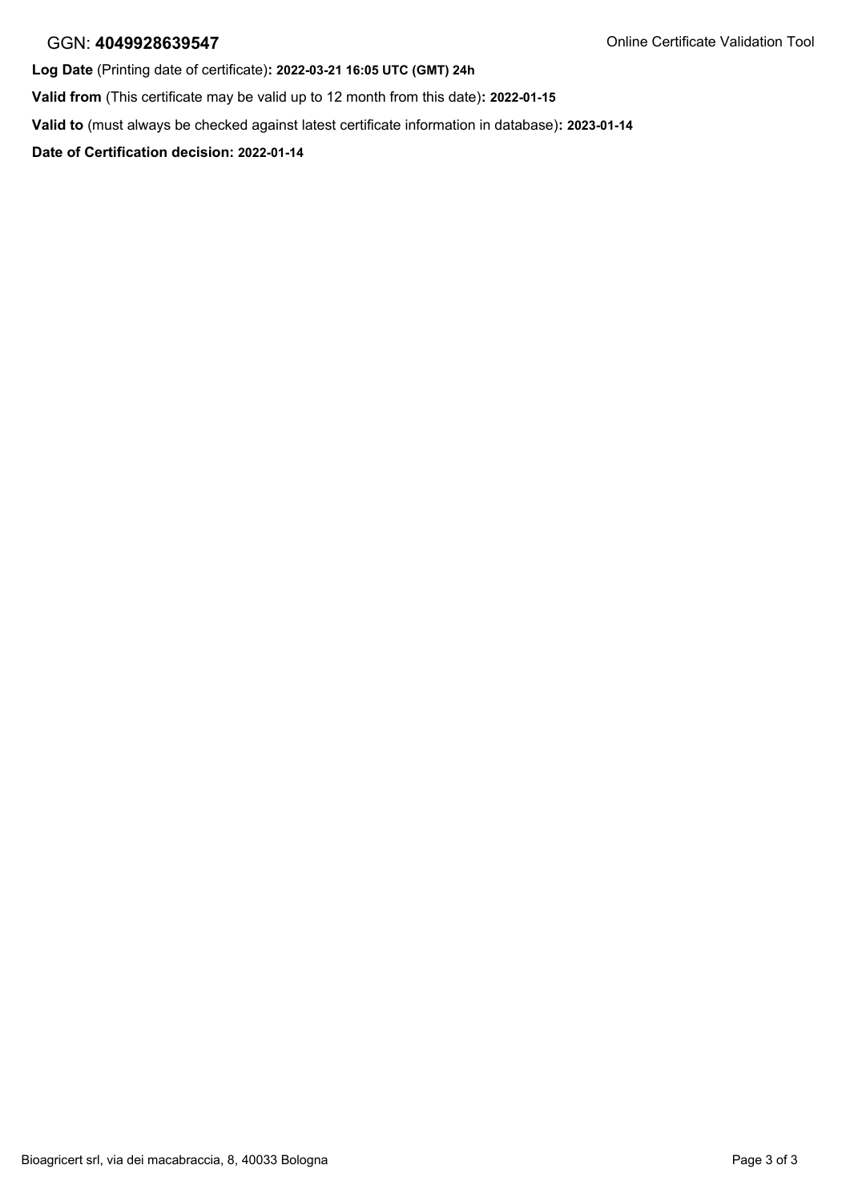GGN: **4049928639547**

**Log Date** (Printing date of certificate)**: 2022-03-21 16:05 UTC (GMT) 24h**

**Valid from** (This certificate may be valid up to 12 month from this date)**: 2022-01-15**

**Valid to** (must always be checked against latest certificate information in database)**: 2023-01-14**

**Date of Certification decision: 2022-01-14**